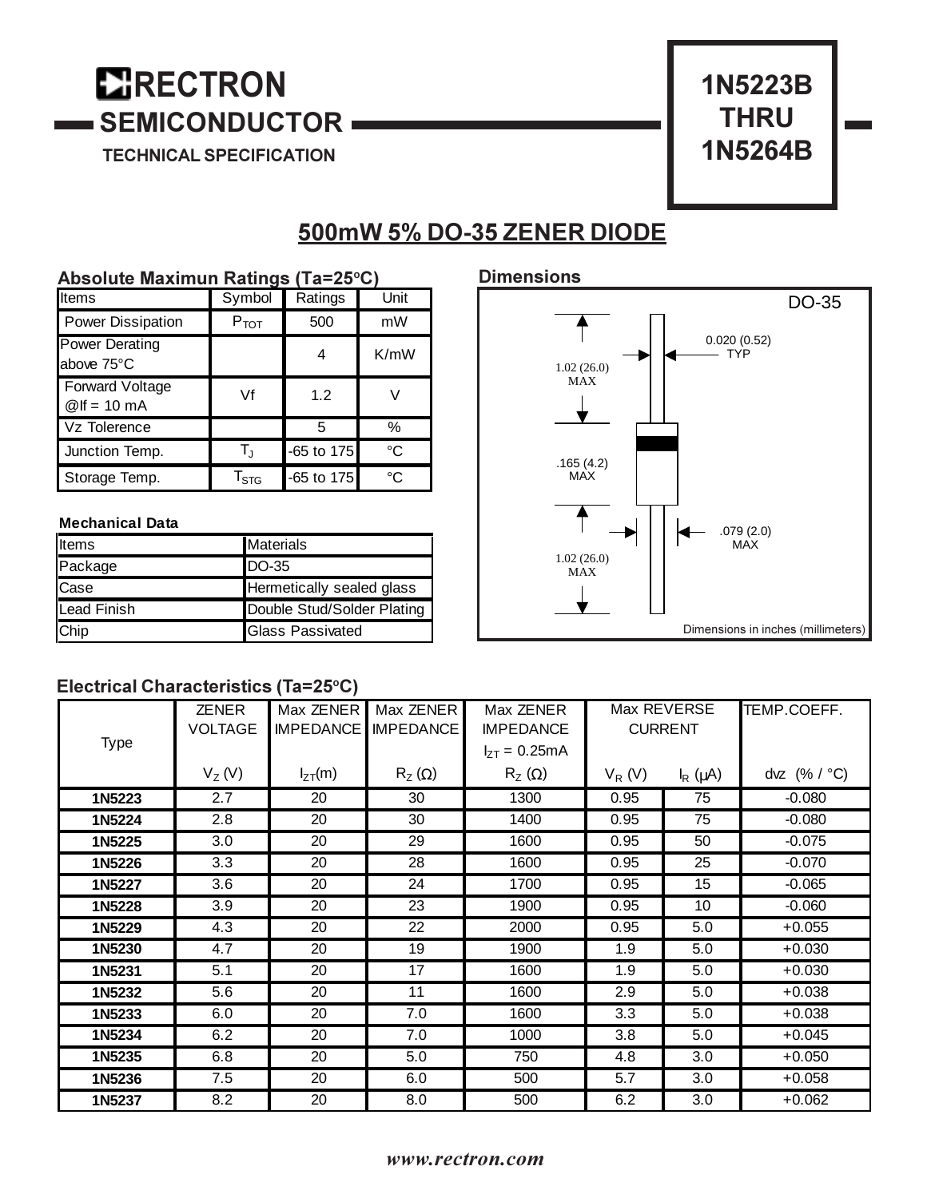# RECTRON SEMICONDUCTOR

TECHNICAL SPECIFICATION

**1N5223B THRU 1N5264B**

## 500mW 5% DO-35 ZENER DIODE

### Absolute Maximun Ratings (Ta=25°C)

| Items | Symbol | Ratings | Unit |
|---|---|---|---|
| Power Dissipation | $P_{TOT}$ | 500 | mW |
| Power Derating above 75°C | | 4 | K/mW |
| Forward Voltage @If = 10 mA | Vf | 1.2 | V |
| Vz Tolerence | | 5 | % |
| Junction Temp. | $T_J$ | -65 to 175 | °C |
| Storage Temp. | $T_{STG}$ | -65 to 175 | °C |

### Mechanical Data

| Items | Materials |
|---|---|
| Package | DO-35 |
| Case | Hermetically sealed glass |
| Lead Finish | Double Stud/Solder Plating |
| Chip | Glass Passivated |

### Dimensions

DO-35

1.02 (26.0) MAX

0.020 (0.52) TYP

.165 (4.2) MAX

.079 (2.0) MAX

1.02 (26.0) MAX

Dimensions in inches (millimeters)

### Electrical Characteristics (Ta=25°C)

| Type | ZENER VOLTAGE | Max ZENER IMPEDANCE | Max ZENER IMPEDANCE | Max ZENER IMPEDANCE $I_{ZT}$ = 0.25mA | Max REVERSE CURRENT | | TEMP.COEFF. |
|---|---|---|---|---|---|---|---|
| | $V_Z$ (V) | $I_{ZT}$(m) | $R_Z$ (Ω) | $R_Z$ (Ω) | $V_R$ (V) | $I_R$ (μA) | dvz (% / °C) |
| **1N5223** | 2.7 | 20 | 30 | 1300 | 0.95 | 75 | -0.080 |
| **1N5224** | 2.8 | 20 | 30 | 1400 | 0.95 | 75 | -0.080 |
| **1N5225** | 3.0 | 20 | 29 | 1600 | 0.95 | 50 | -0.075 |
| **1N5226** | 3.3 | 20 | 28 | 1600 | 0.95 | 25 | -0.070 |
| **1N5227** | 3.6 | 20 | 24 | 1700 | 0.95 | 15 | -0.065 |
| **1N5228** | 3.9 | 20 | 23 | 1900 | 0.95 | 10 | -0.060 |
| **1N5229** | 4.3 | 20 | 22 | 2000 | 0.95 | 5.0 | +0.055 |
| **1N5230** | 4.7 | 20 | 19 | 1900 | 1.9 | 5.0 | +0.030 |
| **1N5231** | 5.1 | 20 | 17 | 1600 | 1.9 | 5.0 | +0.030 |
| **1N5232** | 5.6 | 20 | 11 | 1600 | 2.9 | 5.0 | +0.038 |
| **1N5233** | 6.0 | 20 | 7.0 | 1600 | 3.3 | 5.0 | +0.038 |
| **1N5234** | 6.2 | 20 | 7.0 | 1000 | 3.8 | 5.0 | +0.045 |
| **1N5235** | 6.8 | 20 | 5.0 | 750 | 4.8 | 3.0 | +0.050 |
| **1N5236** | 7.5 | 20 | 6.0 | 500 | 5.7 | 3.0 | +0.058 |
| **1N5237** | 8.2 | 20 | 8.0 | 500 | 6.2 | 3.0 | +0.062 |

*www.rectron.com*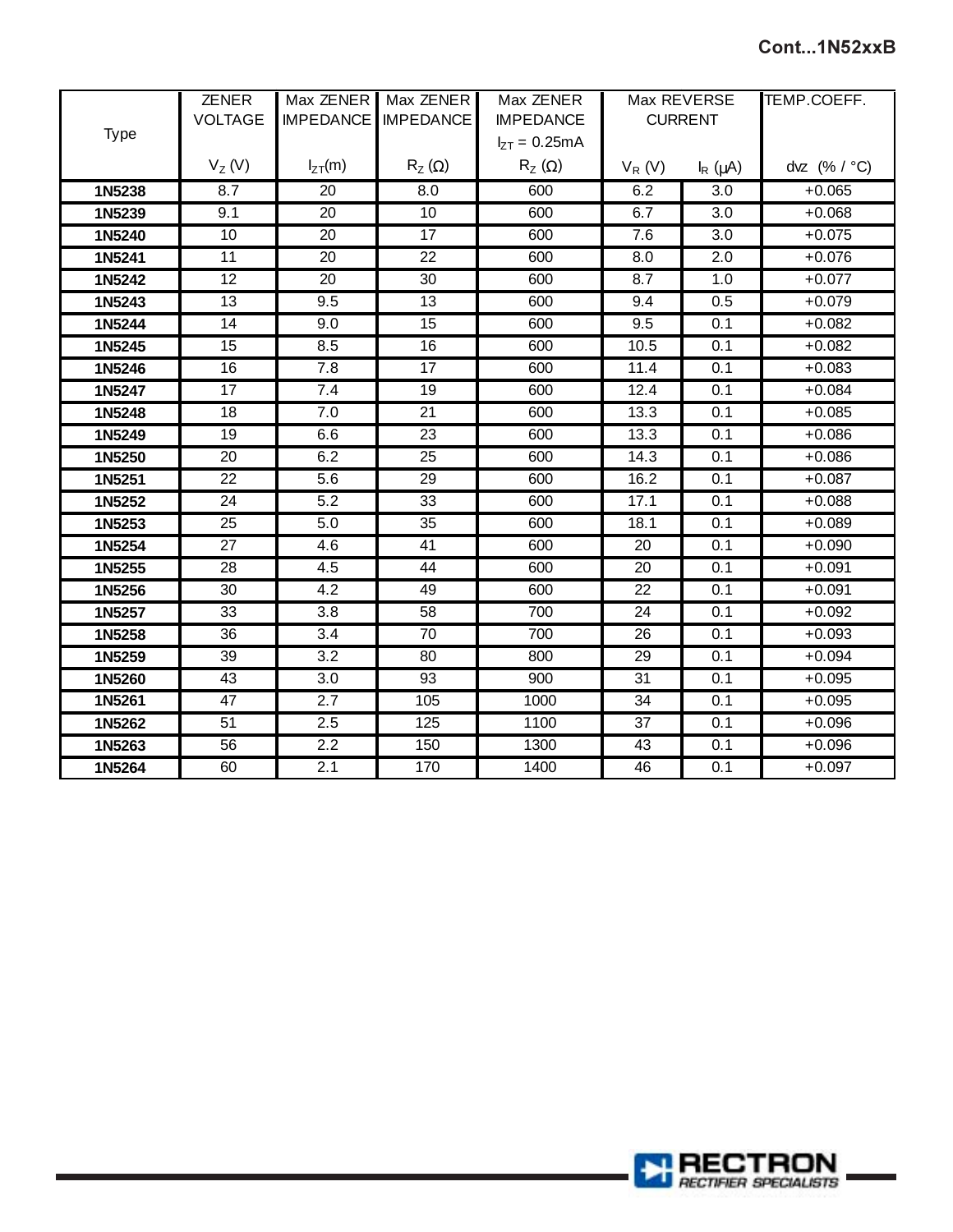| Type | ZENER VOLTAGE | Max ZENER IMPEDANCE | Max ZENER IMPEDANCE | Max ZENER IMPEDANCE $I_{ZT}$ = 0.25mA | Max REVERSE CURRENT | | TEMP.COEFF. |
|---|---|---|---|---|---|---|---|
| | $V_Z$ (V) | $I_{ZT}$(m) | $R_Z$ (Ω) | $R_Z$ (Ω) | $V_R$ (V) | $I_R$ (μA) | dvz (% / °C) |
| **1N5238** | 8.7 | 20 | 8.0 | 600 | 6.2 | 3.0 | +0.065 |
| **1N5239** | 9.1 | 20 | 10 | 600 | 6.7 | 3.0 | +0.068 |
| **1N5240** | 10 | 20 | 17 | 600 | 7.6 | 3.0 | +0.075 |
| **1N5241** | 11 | 20 | 22 | 600 | 8.0 | 2.0 | +0.076 |
| **1N5242** | 12 | 20 | 30 | 600 | 8.7 | 1.0 | +0.077 |
| **1N5243** | 13 | 9.5 | 13 | 600 | 9.4 | 0.5 | +0.079 |
| **1N5244** | 14 | 9.0 | 15 | 600 | 9.5 | 0.1 | +0.082 |
| **1N5245** | 15 | 8.5 | 16 | 600 | 10.5 | 0.1 | +0.082 |
| **1N5246** | 16 | 7.8 | 17 | 600 | 11.4 | 0.1 | +0.083 |
| **1N5247** | 17 | 7.4 | 19 | 600 | 12.4 | 0.1 | +0.084 |
| **1N5248** | 18 | 7.0 | 21 | 600 | 13.3 | 0.1 | +0.085 |
| **1N5249** | 19 | 6.6 | 23 | 600 | 13.3 | 0.1 | +0.086 |
| **1N5250** | 20 | 6.2 | 25 | 600 | 14.3 | 0.1 | +0.086 |
| **1N5251** | 22 | 5.6 | 29 | 600 | 16.2 | 0.1 | +0.087 |
| **1N5252** | 24 | 5.2 | 33 | 600 | 17.1 | 0.1 | +0.088 |
| **1N5253** | 25 | 5.0 | 35 | 600 | 18.1 | 0.1 | +0.089 |
| **1N5254** | 27 | 4.6 | 41 | 600 | 20 | 0.1 | +0.090 |
| **1N5255** | 28 | 4.5 | 44 | 600 | 20 | 0.1 | +0.091 |
| **1N5256** | 30 | 4.2 | 49 | 600 | 22 | 0.1 | +0.091 |
| **1N5257** | 33 | 3.8 | 58 | 700 | 24 | 0.1 | +0.092 |
| **1N5258** | 36 | 3.4 | 70 | 700 | 26 | 0.1 | +0.093 |
| **1N5259** | 39 | 3.2 | 80 | 800 | 29 | 0.1 | +0.094 |
| **1N5260** | 43 | 3.0 | 93 | 900 | 31 | 0.1 | +0.095 |
| **1N5261** | 47 | 2.7 | 105 | 1000 | 34 | 0.1 | +0.095 |
| **1N5262** | 51 | 2.5 | 125 | 1100 | 37 | 0.1 | +0.096 |
| **1N5263** | 56 | 2.2 | 150 | 1300 | 43 | 0.1 | +0.096 |
| **1N5264** | 60 | 2.1 | 170 | 1400 | 46 | 0.1 | +0.097 |